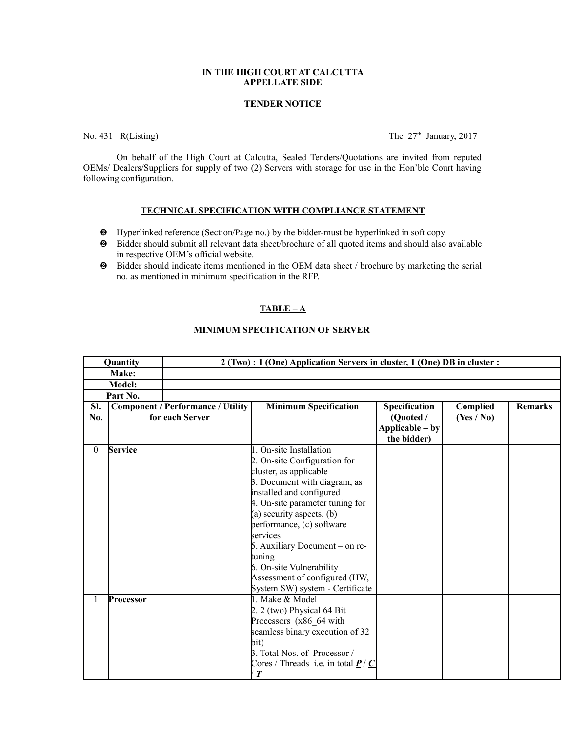**IN THE HIGH COURT AT CALCUTTA**
**APPELLATE SIDE**

**TENDER NOTICE**

No. 431 R(Listing) The 27th January, 2017

On behalf of the High Court at Calcutta, Sealed Tenders/Quotations are invited from reputed OEMs/ Dealers/Suppliers for supply of two (2) Servers with storage for use in the Hon'ble Court having following configuration.

**TECHNICAL SPECIFICATION WITH COMPLIANCE STATEMENT**

- Hyperlinked reference (Section/Page no.) by the bidder-must be hyperlinked in soft copy
- Bidder should submit all relevant data sheet/brochure of all quoted items and should also available in respective OEM's official website.
- Bidder should indicate items mentioned in the OEM data sheet / brochure by marketing the serial no. as mentioned in minimum specification in the RFP.

**TABLE – A**

**MINIMUM SPECIFICATION OF SERVER**

| Quantity | | 2 (Two) : 1 (One) Application Servers in cluster, 1 (One) DB in cluster : | | | |
|---|---|---|---|---|---|
| Make: | | | | | |
| Model: | | | | | |
| Part No. | | | | | |
| **Sl. No.** | **Component / Performance / Utility for each Server** | **Minimum Specification** | **Specification (Quoted / Applicable – by the bidder)** | **Complied (Yes / No)** | **Remarks** |
| 0 | **Service** | 1. On-site Installation<br>2. On-site Configuration for cluster, as applicable<br>3. Document with diagram, as installed and configured<br>4. On-site parameter tuning for (a) security aspects, (b) performance, (c) software services<br>5. Auxiliary Document – on re-tuning<br>6. On-site Vulnerability Assessment of configured (HW, System SW) system - Certificate | | | |
| 1 | **Processor** | 1. Make & Model<br>2. 2 (two) Physical 64 Bit Processors (x86_64 with seamless binary execution of 32 bit)<br>3. Total Nos. of Processor / Cores / Threads i.e. in total ***P*** / ***C*** / ***T*** | | | |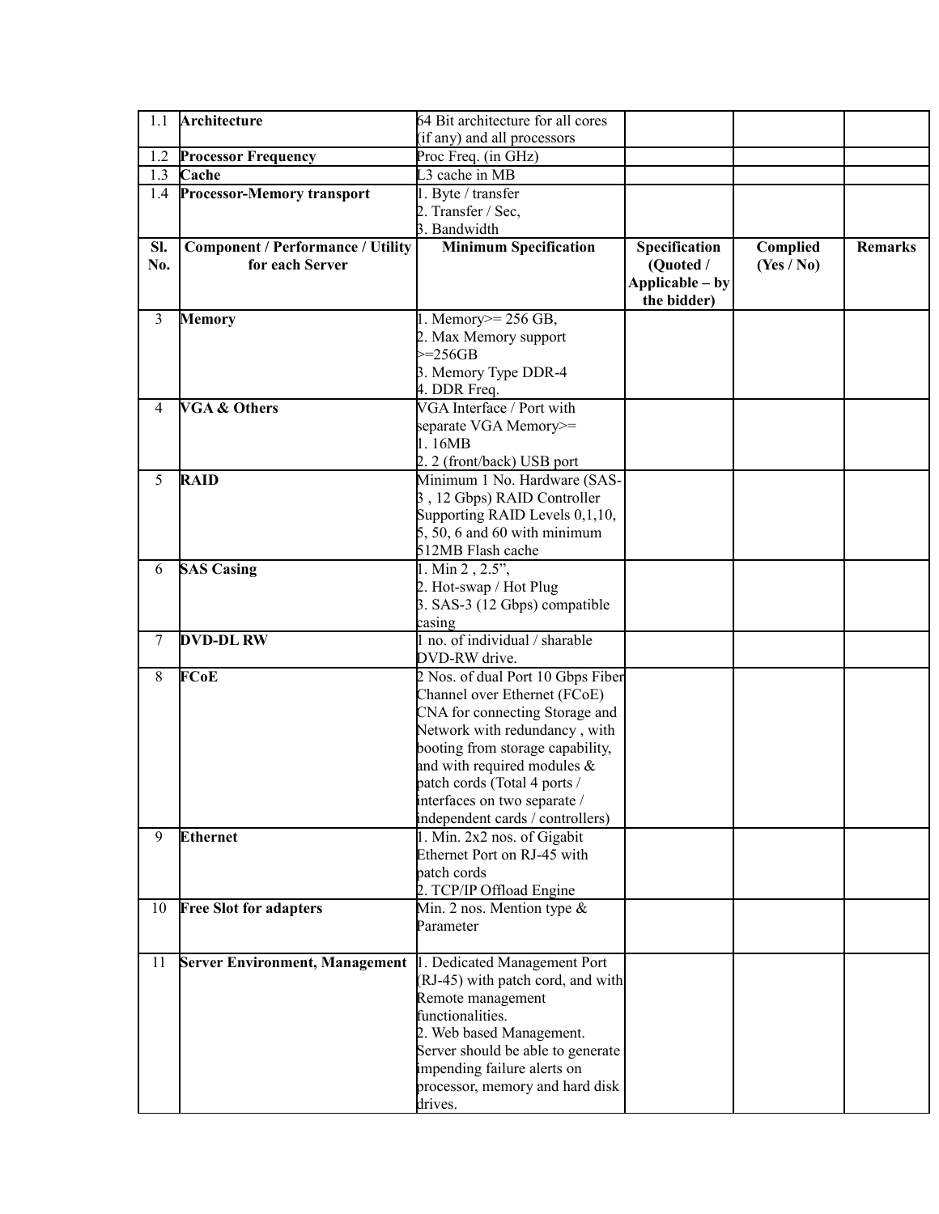| 1.1 | **Architecture** | 64 Bit architecture for all cores (if any) and all processors | | | |
|---|---|---|---|---|---|
| 1.2 | **Processor Frequency** | Proc Freq. (in GHz) | | | |
| 1.3 | **Cache** | L3 cache in MB | | | |
| 1.4 | **Processor-Memory transport** | 1. Byte / transfer<br>2. Transfer / Sec,<br>3. Bandwidth | | | |
| **Sl. No.** | **Component / Performance / Utility for each Server** | **Minimum Specification** | **Specification (Quoted / Applicable – by the bidder)** | **Complied (Yes / No)** | **Remarks** |
| 3 | **Memory** | 1. Memory>= 256 GB,<br>2. Max Memory support >=256GB<br>3. Memory Type DDR-4<br>4. DDR Freq. | | | |
| 4 | **VGA & Others** | VGA Interface / Port with separate VGA Memory>=<br>1. 16MB<br>2. 2 (front/back) USB port | | | |
| 5 | **RAID** | Minimum 1 No. Hardware (SAS-3 , 12 Gbps) RAID Controller Supporting RAID Levels 0,1,10, 5, 50, 6 and 60 with minimum 512MB Flash cache | | | |
| 6 | **SAS Casing** | 1. Min 2 , 2.5",<br>2. Hot-swap / Hot Plug<br>3. SAS-3 (12 Gbps) compatible casing | | | |
| 7 | **DVD-DL RW** | 1 no. of individual / sharable DVD-RW drive. | | | |
| 8 | **FCoE** | 2 Nos. of dual Port 10 Gbps Fiber Channel over Ethernet (FCoE) CNA for connecting Storage and Network with redundancy , with booting from storage capability, and with required modules & patch cords (Total 4 ports / interfaces on two separate / independent cards / controllers) | | | |
| 9 | **Ethernet** | 1. Min. 2x2 nos. of Gigabit Ethernet Port on RJ-45 with patch cords<br>2. TCP/IP Offload Engine | | | |
| 10 | **Free Slot for adapters** | Min. 2 nos. Mention type & Parameter | | | |
| 11 | **Server Environment, Management** | 1. Dedicated Management Port (RJ-45) with patch cord, and with Remote management functionalities.<br>2. Web based Management. Server should be able to generate impending failure alerts on processor, memory and hard disk drives. | | | |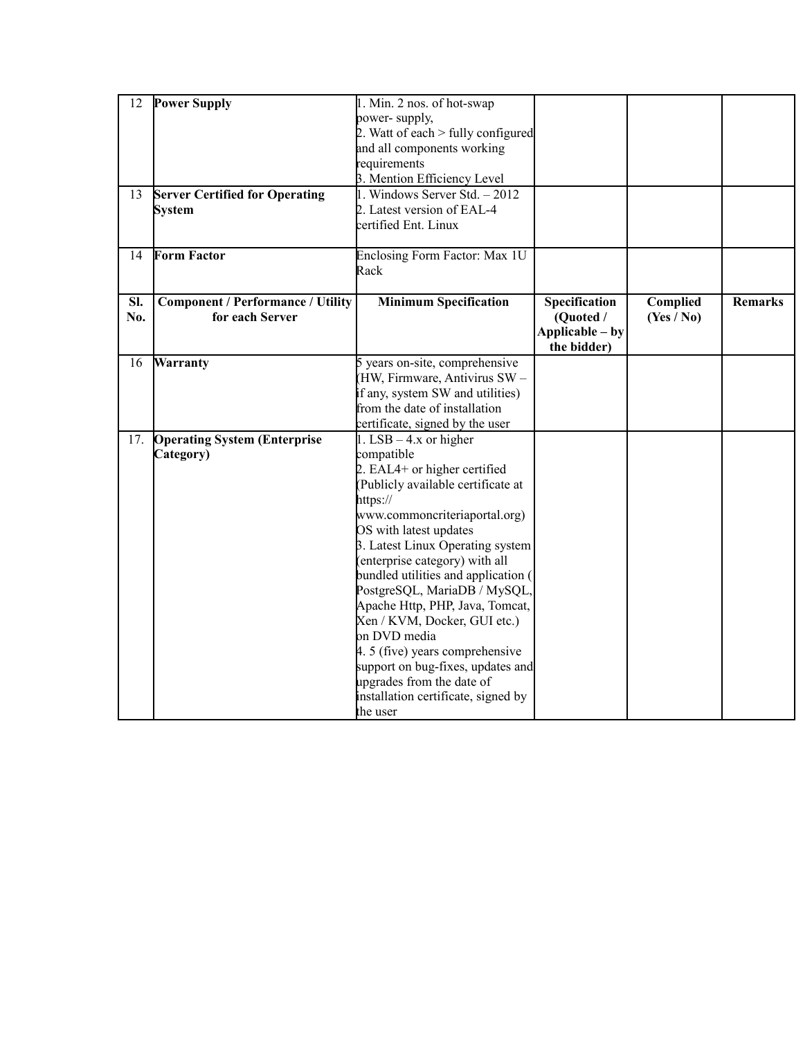| 12 | **Power Supply** | 1. Min. 2 nos. of hot-swap power- supply,<br>2. Watt of each > fully configured and all components working requirements<br>3. Mention Efficiency Level | | | |
|---|---|---|---|---|---|
| 13 | **Server Certified for Operating System** | 1. Windows Server Std. – 2012<br>2. Latest version of EAL-4 certified Ent. Linux | | | |
| 14 | **Form Factor** | Enclosing Form Factor: Max 1U Rack | | | |
| **Sl. No.** | **Component / Performance / Utility for each Server** | **Minimum Specification** | **Specification (Quoted / Applicable – by the bidder)** | **Complied (Yes / No)** | **Remarks** |
| 16 | **Warranty** | 5 years on-site, comprehensive (HW, Firmware, Antivirus SW – if any, system SW and utilities) from the date of installation certificate, signed by the user | | | |
| 17. | **Operating System (Enterprise Category)** | 1. LSB – 4.x or higher compatible<br>2. EAL4+ or higher certified (Publicly available certificate at https:// www.commoncriteriaportal.org) OS with latest updates<br>3. Latest Linux Operating system (enterprise category) with all bundled utilities and application ( PostgreSQL, MariaDB / MySQL, Apache Http, PHP, Java, Tomcat, Xen / KVM, Docker, GUI etc.) on DVD media<br>4. 5 (five) years comprehensive support on bug-fixes, updates and upgrades from the date of installation certificate, signed by the user | | | |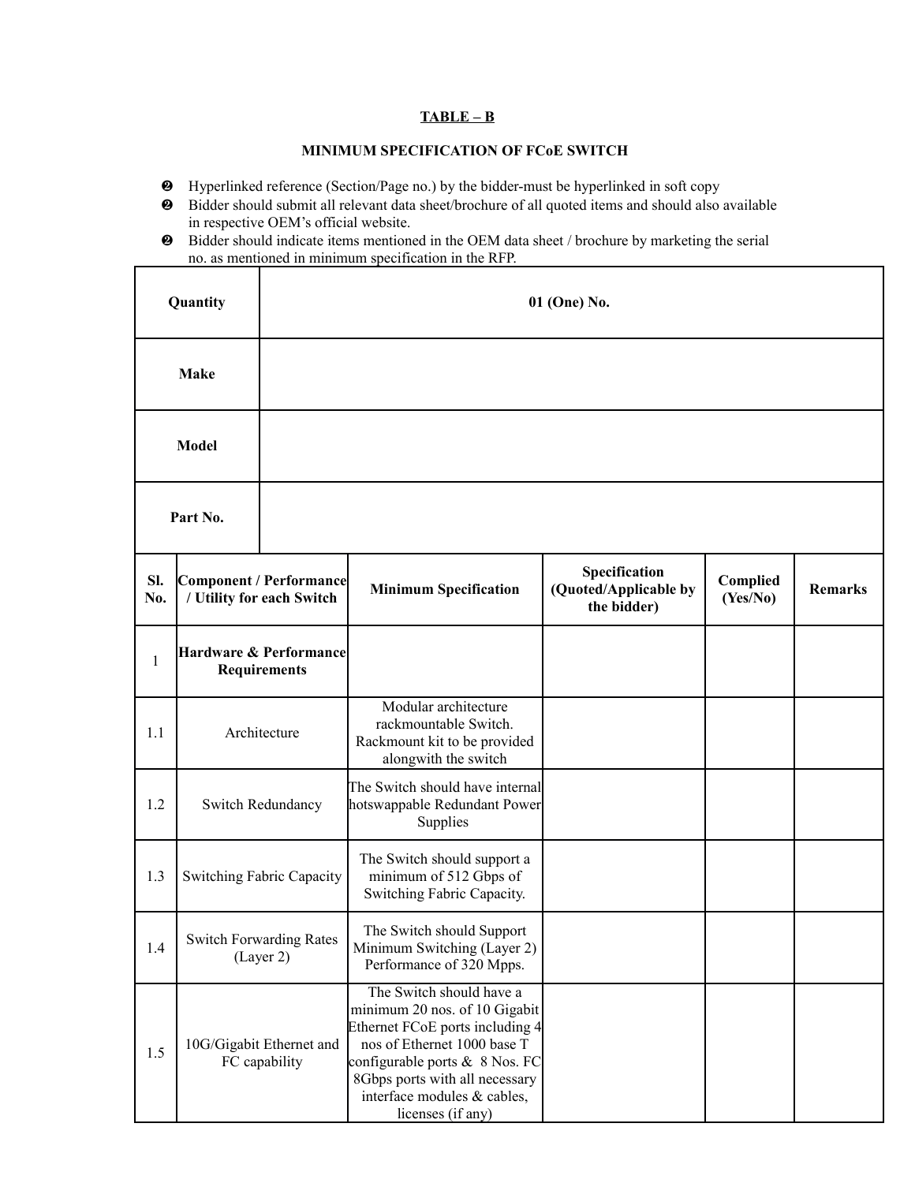**TABLE – B**

**MINIMUM SPECIFICATION OF FCoE SWITCH**

- Hyperlinked reference (Section/Page no.) by the bidder-must be hyperlinked in soft copy
- Bidder should submit all relevant data sheet/brochure of all quoted items and should also available in respective OEM's official website.
- Bidder should indicate items mentioned in the OEM data sheet / brochure by marketing the serial no. as mentioned in minimum specification in the RFP.

| **Quantity** | **01 (One) No.** | | | | |
|---|---|---|---|---|---|
| **Make** | | | | | |
| **Model** | | | | | |
| **Part No.** | | | | | |

| **Sl. No.** | **Component / Performance / Utility for each Switch** | **Minimum Specification** | **Specification (Quoted/Applicable by the bidder)** | **Complied (Yes/No)** | **Remarks** |
|---|---|---|---|---|---|
| 1 | **Hardware & Performance Requirements** | | | | |
| 1.1 | Architecture | Modular architecture rackmountable Switch. Rackmount kit to be provided alongwith the switch | | | |
| 1.2 | Switch Redundancy | The Switch should have internal hotswappable Redundant Power Supplies | | | |
| 1.3 | Switching Fabric Capacity | The Switch should support a minimum of 512 Gbps of Switching Fabric Capacity. | | | |
| 1.4 | Switch Forwarding Rates (Layer 2) | The Switch should Support Minimum Switching (Layer 2) Performance of 320 Mpps. | | | |
| 1.5 | 10G/Gigabit Ethernet and FC capability | The Switch should have a minimum 20 nos. of 10 Gigabit Ethernet FCoE ports including 4 nos of Ethernet 1000 base T configurable ports & 8 Nos. FC 8Gbps ports with all necessary interface modules & cables, licenses (if any) | | | |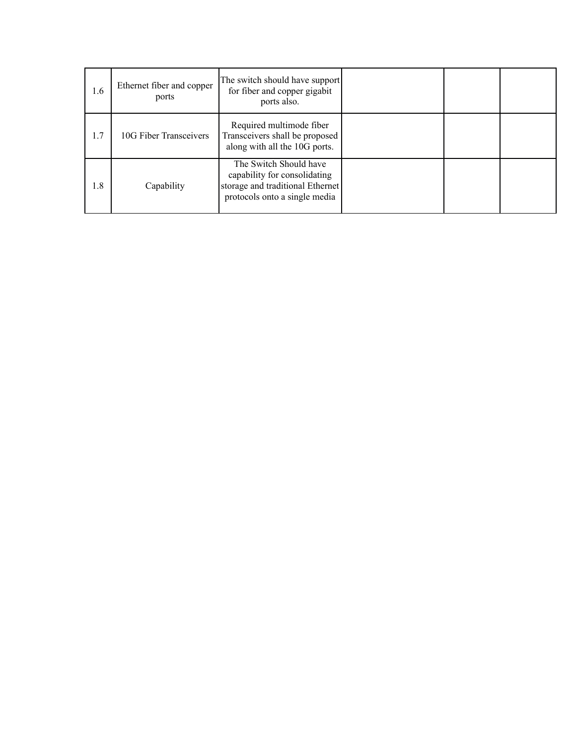| | | | | | |
|---|---|---|---|---|---|
| 1.6 | Ethernet fiber and copper ports | The switch should have support for fiber and copper gigabit ports also. | | | |
| 1.7 | 10G Fiber Transceivers | Required multimode fiber Transceivers shall be proposed along with all the 10G ports. | | | |
| 1.8 | Capability | The Switch Should have capability for consolidating storage and traditional Ethernet protocols onto a single media | | | |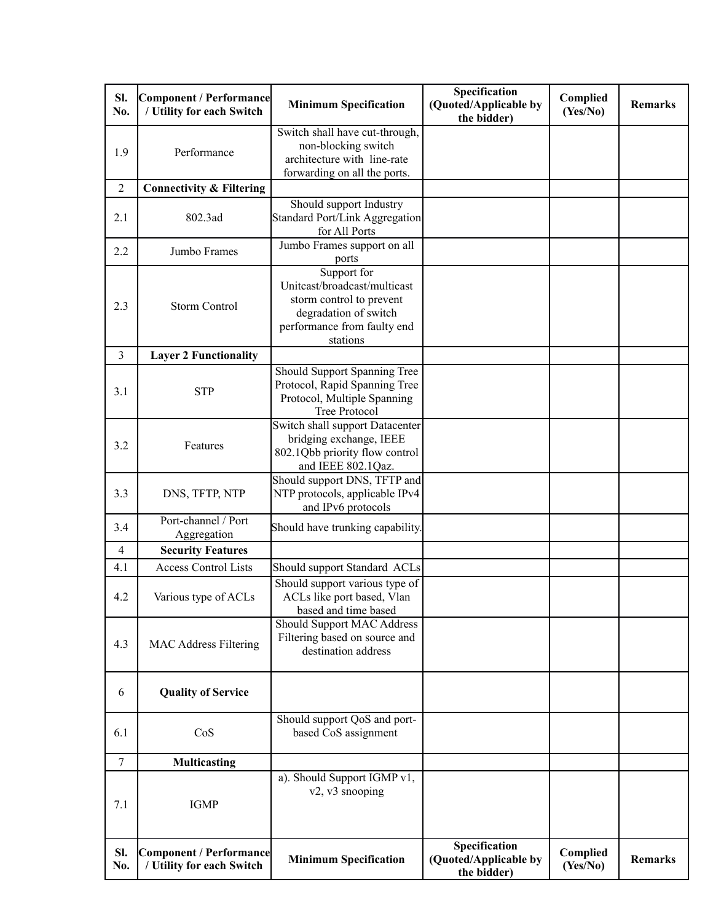| Sl. No. | Component / Performance / Utility for each Switch | Minimum Specification | Specification (Quoted/Applicable by the bidder) | Complied (Yes/No) | Remarks |
|---|---|---|---|---|---|
| 1.9 | Performance | Switch shall have cut-through, non-blocking switch architecture with line-rate forwarding on all the ports. | | | |
| 2 | **Connectivity & Filtering** | | | | |
| 2.1 | 802.3ad | Should support Industry Standard Port/Link Aggregation for All Ports | | | |
| 2.2 | Jumbo Frames | Jumbo Frames support on all ports | | | |
| 2.3 | Storm Control | Support for Unitcast/broadcast/multicast storm control to prevent degradation of switch performance from faulty end stations | | | |
| 3 | **Layer 2 Functionality** | | | | |
| 3.1 | STP | Should Support Spanning Tree Protocol, Rapid Spanning Tree Protocol, Multiple Spanning Tree Protocol | | | |
| 3.2 | Features | Switch shall support Datacenter bridging exchange, IEEE 802.1Qbb priority flow control and IEEE 802.1Qaz. | | | |
| 3.3 | DNS, TFTP, NTP | Should support DNS, TFTP and NTP protocols, applicable IPv4 and IPv6 protocols | | | |
| 3.4 | Port-channel / Port Aggregation | Should have trunking capability. | | | |
| 4 | **Security Features** | | | | |
| 4.1 | Access Control Lists | Should support Standard ACLs | | | |
| 4.2 | Various type of ACLs | Should support various type of ACLs like port based, Vlan based and time based | | | |
| 4.3 | MAC Address Filtering | Should Support MAC Address Filtering based on source and destination address | | | |
| 6 | **Quality of Service** | | | | |
| 6.1 | CoS | Should support QoS and port-based CoS assignment | | | |
| 7 | **Multicasting** | | | | |
| 7.1 | IGMP | a). Should Support IGMP v1, v2, v3 snooping | | | |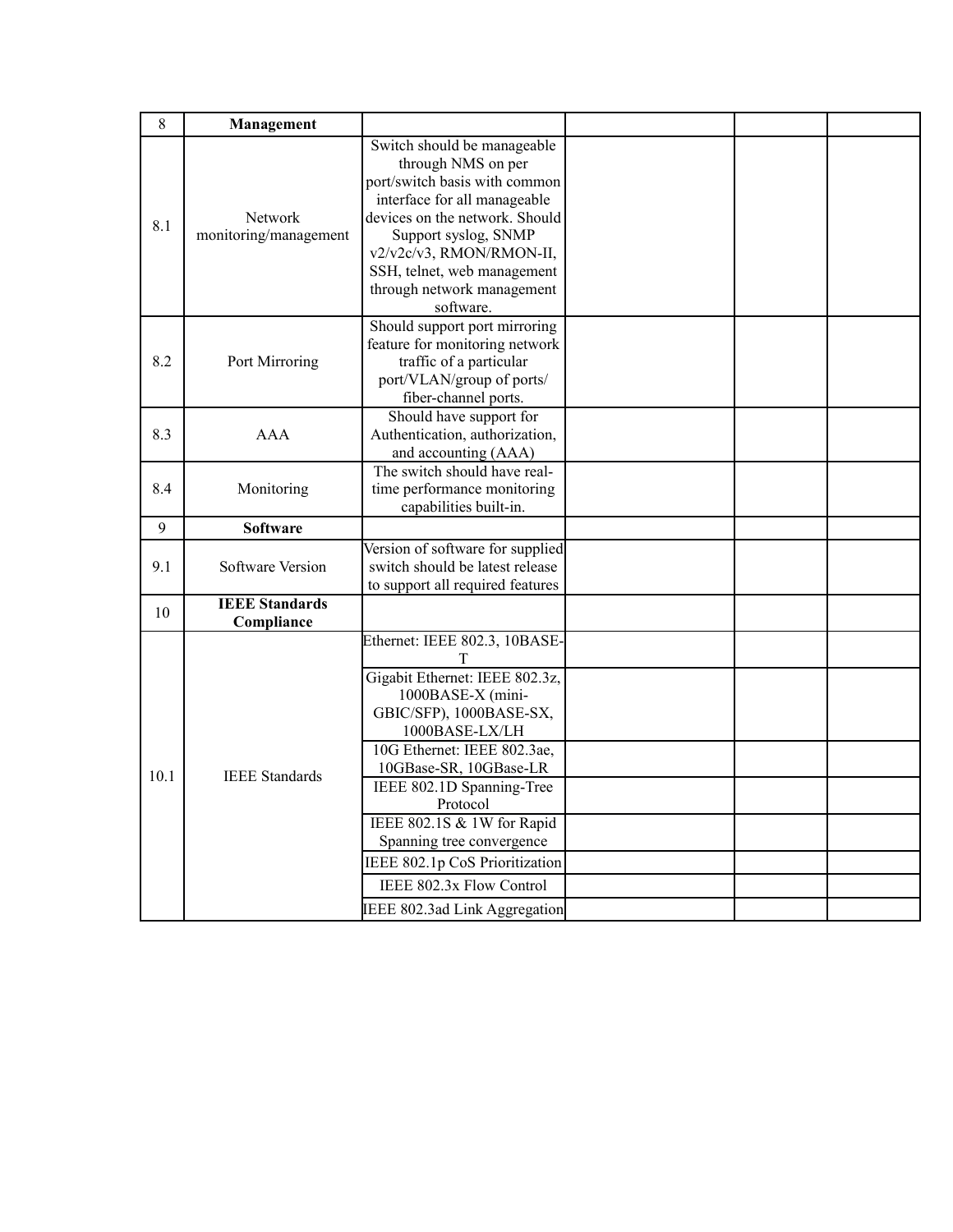| 8 | **Management** | | | | |
|---|---|---|---|---|---|
| 8.1 | Network monitoring/management | Switch should be manageable through NMS on per port/switch basis with common interface for all manageable devices on the network. Should Support syslog, SNMP v2/v2c/v3, RMON/RMON-II, SSH, telnet, web management through network management software. | | | |
| 8.2 | Port Mirroring | Should support port mirroring feature for monitoring network traffic of a particular port/VLAN/group of ports/ fiber-channel ports. | | | |
| 8.3 | AAA | Should have support for Authentication, authorization, and accounting (AAA) | | | |
| 8.4 | Monitoring | The switch should have real-time performance monitoring capabilities built-in. | | | |
| 9 | **Software** | | | | |
| 9.1 | Software Version | Version of software for supplied switch should be latest release to support all required features | | | |
| 10 | **IEEE Standards Compliance** | | | | |
| 10.1 | IEEE Standards | Ethernet: IEEE 802.3, 10BASE-T | | | |
| | | Gigabit Ethernet: IEEE 802.3z, 1000BASE-X (mini-GBIC/SFP), 1000BASE-SX, 1000BASE-LX/LH | | | |
| | | 10G Ethernet: IEEE 802.3ae, 10GBase-SR, 10GBase-LR | | | |
| | | IEEE 802.1D Spanning-Tree Protocol | | | |
| | | IEEE 802.1S & 1W for Rapid Spanning tree convergence | | | |
| | | IEEE 802.1p CoS Prioritization | | | |
| | | IEEE 802.3x Flow Control | | | |
| | | IEEE 802.3ad Link Aggregation | | | |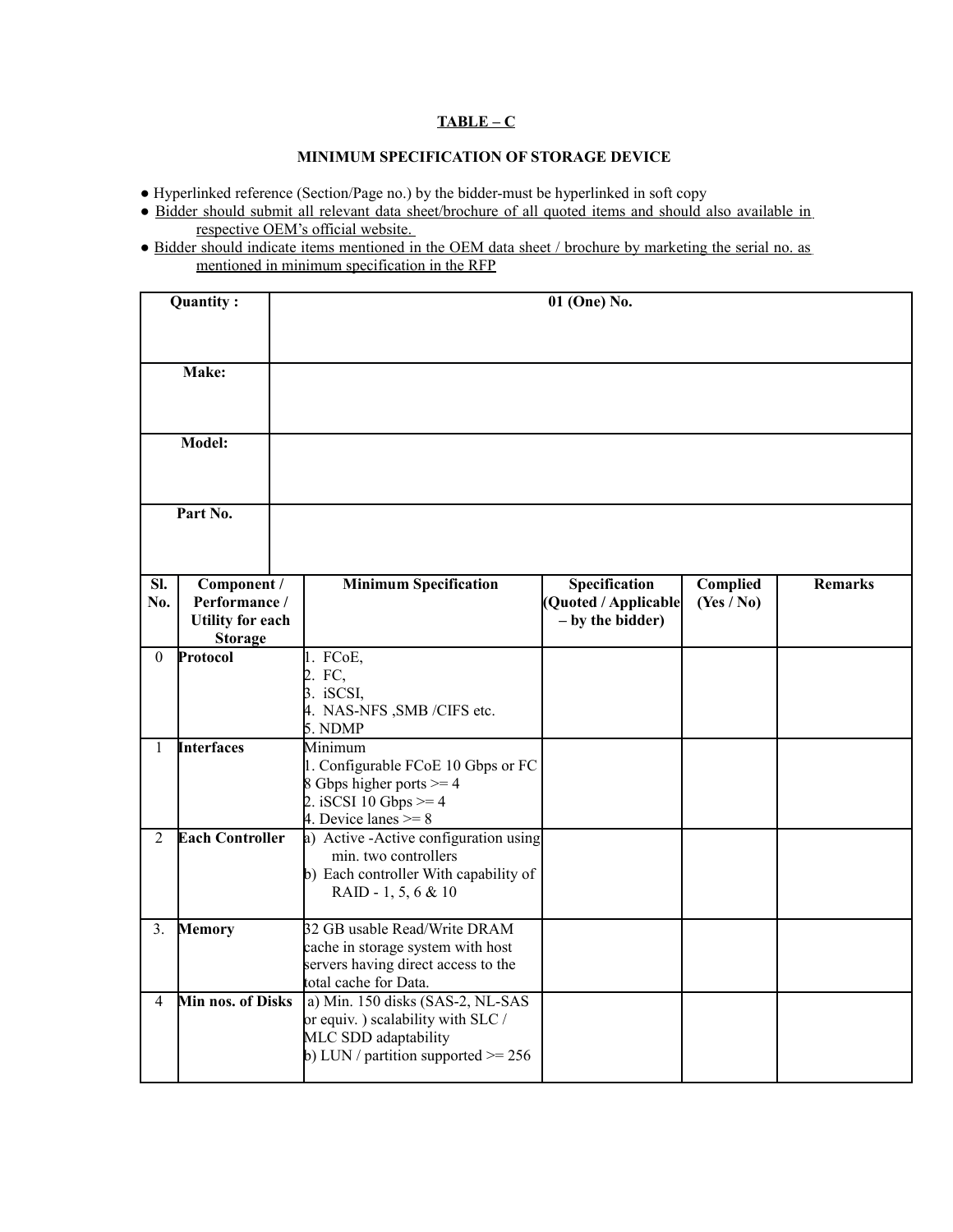**TABLE – C**

**MINIMUM SPECIFICATION OF STORAGE DEVICE**

- Hyperlinked reference (Section/Page no.) by the bidder-must be hyperlinked in soft copy
- Bidder should submit all relevant data sheet/brochure of all quoted items and should also available in respective OEM's official website.
- Bidder should indicate items mentioned in the OEM data sheet / brochure by marketing the serial no. as mentioned in minimum specification in the RFP

| **Quantity :** | **01 (One) No.** |
|---|---|
| **Make:** | |
| **Model:** | |
| **Part No.** | |

| **Sl. No.** | **Component / Performance / Utility for each Storage** | **Minimum Specification** | **Specification (Quoted / Applicable – by the bidder)** | **Complied (Yes / No)** | **Remarks** |
|---|---|---|---|---|---|
| 0 | **Protocol** | 1. FCoE,<br>2. FC,<br>3. iSCSI,<br>4. NAS-NFS ,SMB /CIFS etc.<br>5. NDMP | | | |
| 1 | **Interfaces** | Minimum<br>1. Configurable FCoE 10 Gbps or FC 8 Gbps higher ports >= 4<br>2. iSCSI 10 Gbps >= 4<br>4. Device lanes >= 8 | | | |
| 2 | **Each Controller** | a) Active -Active configuration using min. two controllers<br>b) Each controller With capability of RAID - 1, 5, 6 & 10 | | | |
| 3. | **Memory** | 32 GB usable Read/Write DRAM cache in storage system with host servers having direct access to the total cache for Data. | | | |
| 4 | **Min nos. of Disks** | a) Min. 150 disks (SAS-2, NL-SAS or equiv. ) scalability with SLC / MLC SDD adaptability<br>b) LUN / partition supported >= 256 | | | |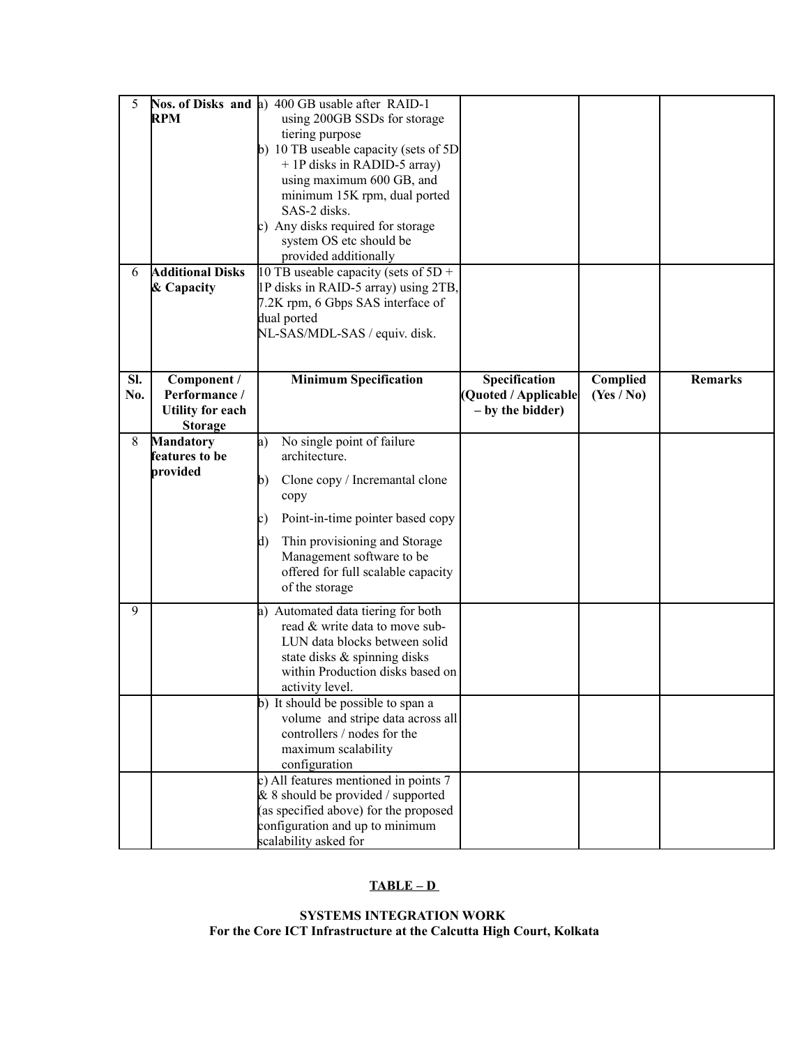| 5 | **Nos. of Disks and RPM** | a) 400 GB usable after RAID-1 using 200GB SSDs for storage tiering purpose<br>b) 10 TB useable capacity (sets of 5D + 1P disks in RADID-5 array) using maximum 600 GB, and minimum 15K rpm, dual ported SAS-2 disks.<br>c) Any disks required for storage system OS etc should be provided additionally | | | |
|---|---|---|---|---|---|
| 6 | **Additional Disks & Capacity** | 10 TB useable capacity (sets of 5D + 1P disks in RAID-5 array) using 2TB, 7.2K rpm, 6 Gbps SAS interface of dual ported NL-SAS/MDL-SAS / equiv. disk. | | | |

| Sl. No. | Component / Performance / Utility for each Storage | Minimum Specification | Specification (Quoted / Applicable – by the bidder) | Complied (Yes / No) | Remarks |
|---|---|---|---|---|---|
| 8 | **Mandatory features to be provided** | a) No single point of failure architecture.<br>b) Clone copy / Incremantal clone copy<br>c) Point-in-time pointer based copy<br>d) Thin provisioning and Storage Management software to be offered for full scalable capacity of the storage | | | |
| 9 | | a) Automated data tiering for both read & write data to move sub-LUN data blocks between solid state disks & spinning disks within Production disks based on activity level. | | | |
| | | b) It should be possible to span a volume and stripe data across all controllers / nodes for the maximum scalability configuration | | | |
| | | c) All features mentioned in points 7 & 8 should be provided / supported (as specified above) for the proposed configuration and up to minimum scalability asked for | | | |

**<u>TABLE – D</u>**

**SYSTEMS INTEGRATION WORK**
**For the Core ICT Infrastructure at the Calcutta High Court, Kolkata**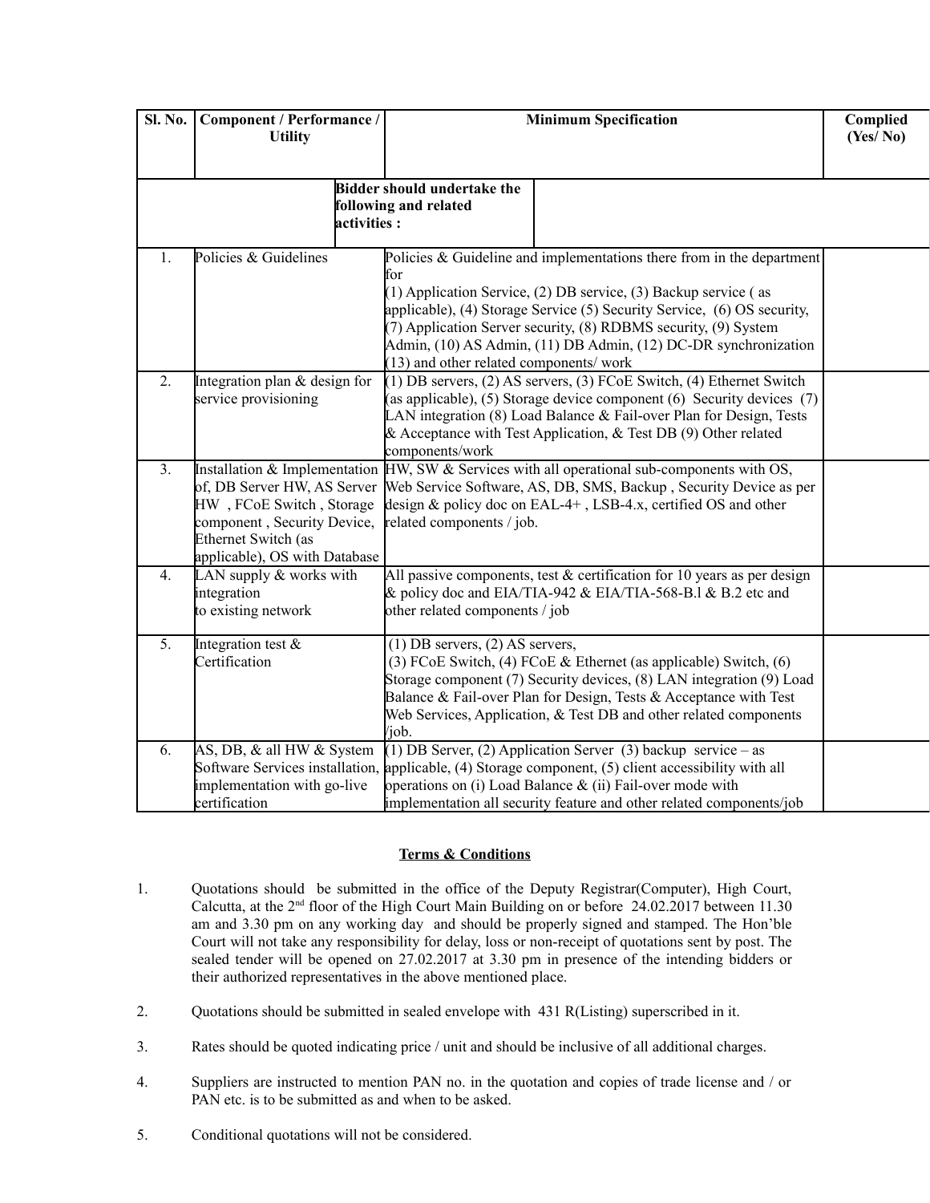| Sl. No. | Component / Performance / Utility | Minimum Specification | Complied (Yes/ No) |
|---|---|---|---|
| | **Bidder should undertake the following and related activities :** | | |
| 1. | Policies & Guidelines | Policies & Guideline and implementations there from in the department for (1) Application Service, (2) DB service, (3) Backup service ( as applicable), (4) Storage Service (5) Security Service, (6) OS security, (7) Application Server security, (8) RDBMS security, (9) System Admin, (10) AS Admin, (11) DB Admin, (12) DC-DR synchronization (13) and other related components/ work | |
| 2. | Integration plan & design for service provisioning | (1) DB servers, (2) AS servers, (3) FCoE Switch, (4) Ethernet Switch (as applicable), (5) Storage device component (6) Security devices (7) LAN integration (8) Load Balance & Fail-over Plan for Design, Tests & Acceptance with Test Application, & Test DB (9) Other related components/work | |
| 3. | Installation & Implementation of, DB Server HW, AS Server HW , FCoE Switch , Storage component , Security Device, Ethernet Switch (as applicable), OS with Database | HW, SW & Services with all operational sub-components with OS, Web Service Software, AS, DB, SMS, Backup , Security Device as per design & policy doc on EAL-4+ , LSB-4.x, certified OS and other related components / job. | |
| 4. | LAN supply & works with integration to existing network | All passive components, test & certification for 10 years as per design & policy doc and EIA/TIA-942 & EIA/TIA-568-B.l & B.2 etc and other related components / job | |
| 5. | Integration test & Certification | (1) DB servers, (2) AS servers, (3) FCoE Switch, (4) FCoE & Ethernet (as applicable) Switch, (6) Storage component (7) Security devices, (8) LAN integration (9) Load Balance & Fail-over Plan for Design, Tests & Acceptance with Test Web Services, Application, & Test DB and other related components /job. | |
| 6. | AS, DB, & all HW & System Software Services installation, implementation with go-live certification | (1) DB Server, (2) Application Server (3) backup service – as applicable, (4) Storage component, (5) client accessibility with all operations on (i) Load Balance & (ii) Fail-over mode with implementation all security feature and other related components/job | |

**Terms & Conditions**

1. Quotations should be submitted in the office of the Deputy Registrar(Computer), High Court, Calcutta, at the 2nd floor of the High Court Main Building on or before 24.02.2017 between 11.30 am and 3.30 pm on any working day and should be properly signed and stamped. The Hon'ble Court will not take any responsibility for delay, loss or non-receipt of quotations sent by post. The sealed tender will be opened on 27.02.2017 at 3.30 pm in presence of the intending bidders or their authorized representatives in the above mentioned place.

2. Quotations should be submitted in sealed envelope with 431 R(Listing) superscribed in it.

3. Rates should be quoted indicating price / unit and should be inclusive of all additional charges.

4. Suppliers are instructed to mention PAN no. in the quotation and copies of trade license and / or PAN etc. is to be submitted as and when to be asked.

5. Conditional quotations will not be considered.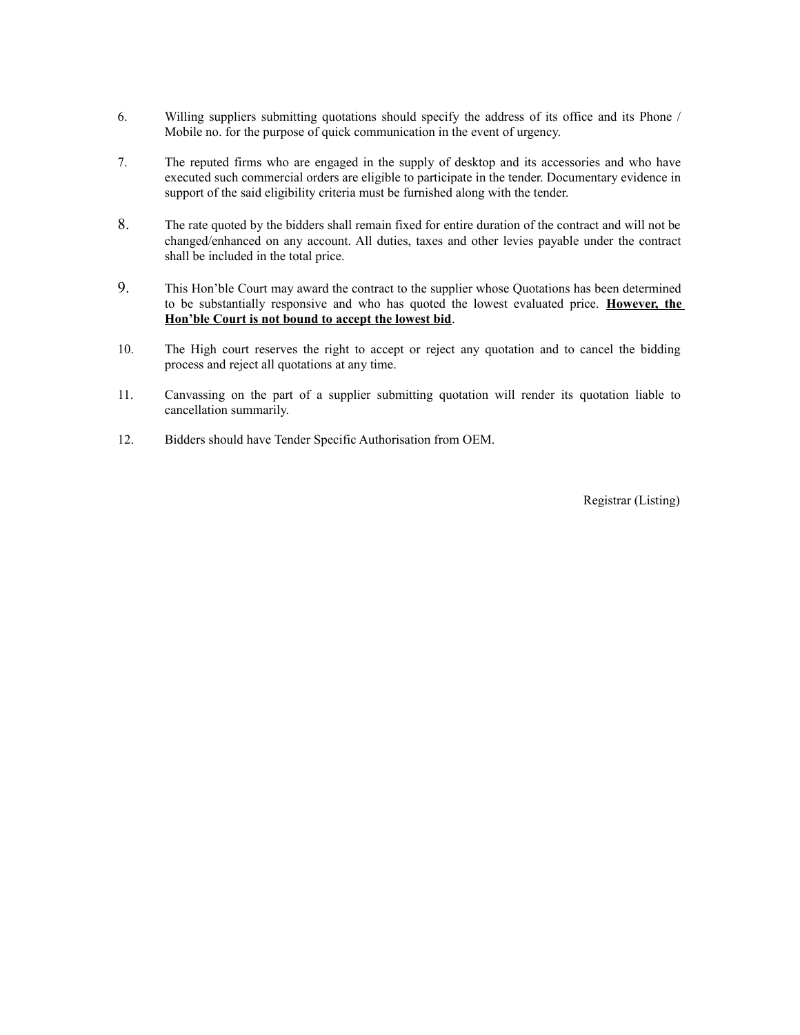6. Willing suppliers submitting quotations should specify the address of its office and its Phone / Mobile no. for the purpose of quick communication in the event of urgency.

7. The reputed firms who are engaged in the supply of desktop and its accessories and who have executed such commercial orders are eligible to participate in the tender. Documentary evidence in support of the said eligibility criteria must be furnished along with the tender.

8. The rate quoted by the bidders shall remain fixed for entire duration of the contract and will not be changed/enhanced on any account. All duties, taxes and other levies payable under the contract shall be included in the total price.

9. This Hon'ble Court may award the contract to the supplier whose Quotations has been determined to be substantially responsive and who has quoted the lowest evaluated price. **<u>However, the Hon'ble Court is not bound to accept the lowest bid</u>**.

10. The High court reserves the right to accept or reject any quotation and to cancel the bidding process and reject all quotations at any time.

11. Canvassing on the part of a supplier submitting quotation will render its quotation liable to cancellation summarily.

12. Bidders should have Tender Specific Authorisation from OEM.

Registrar (Listing)